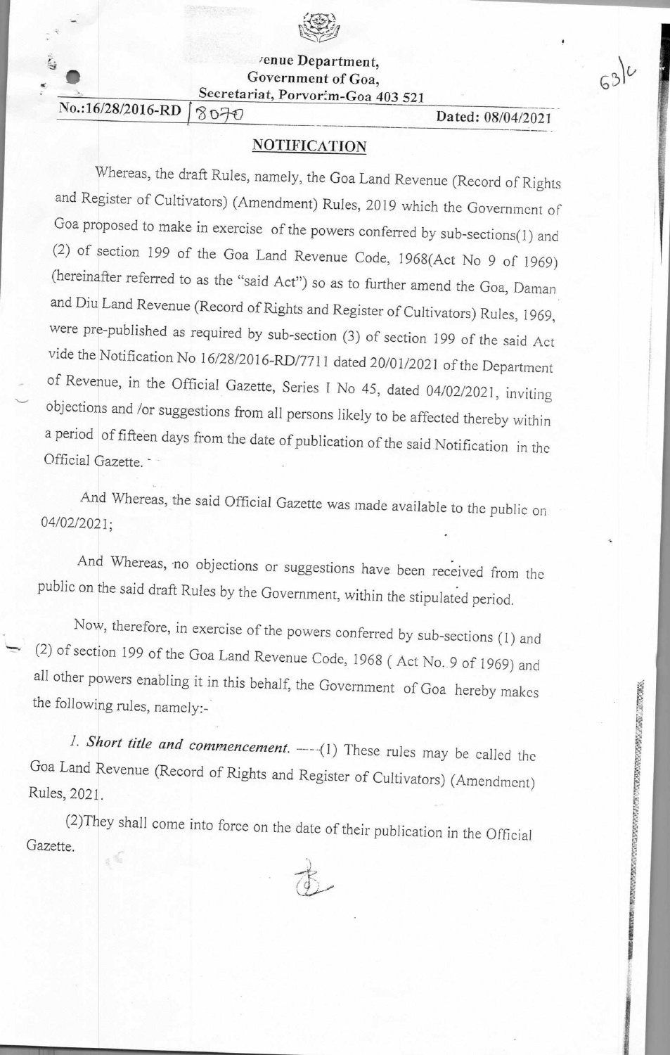Revenue Department,
Government of Goa,
Secretariat, Porvorim-Goa 403 521

No.:16/28/2016-RD | 8070 Dated: 08/04/2021

## NOTIFICATION

Whereas, the draft Rules, namely, the Goa Land Revenue (Record of Rights and Register of Cultivators) (Amendment) Rules, 2019 which the Government of Goa proposed to make in exercise of the powers conferred by sub-sections(1) and (2) of section 199 of the Goa Land Revenue Code, 1968(Act No 9 of 1969) (hereinafter referred to as the "said Act") so as to further amend the Goa, Daman and Diu Land Revenue (Record of Rights and Register of Cultivators) Rules, 1969, were pre-published as required by sub-section (3) of section 199 of the said Act vide the Notification No 16/28/2016-RD/7711 dated 20/01/2021 of the Department of Revenue, in the Official Gazette, Series I No 45, dated 04/02/2021, inviting objections and /or suggestions from all persons likely to be affected thereby within a period of fifteen days from the date of publication of the said Notification in the Official Gazette.

And Whereas, the said Official Gazette was made available to the public on 04/02/2021;

And Whereas, no objections or suggestions have been received from the public on the said draft Rules by the Government, within the stipulated period.

Now, therefore, in exercise of the powers conferred by sub-sections (1) and (2) of section 199 of the Goa Land Revenue Code, 1968 ( Act No. 9 of 1969) and all other powers enabling it in this behalf, the Government of Goa hereby makes the following rules, namely:-

*1. **Short title and commencement.*** —(1) These rules may be called the Goa Land Revenue (Record of Rights and Register of Cultivators) (Amendment) Rules, 2021.

(2)They shall come into force on the date of their publication in the Official Gazette.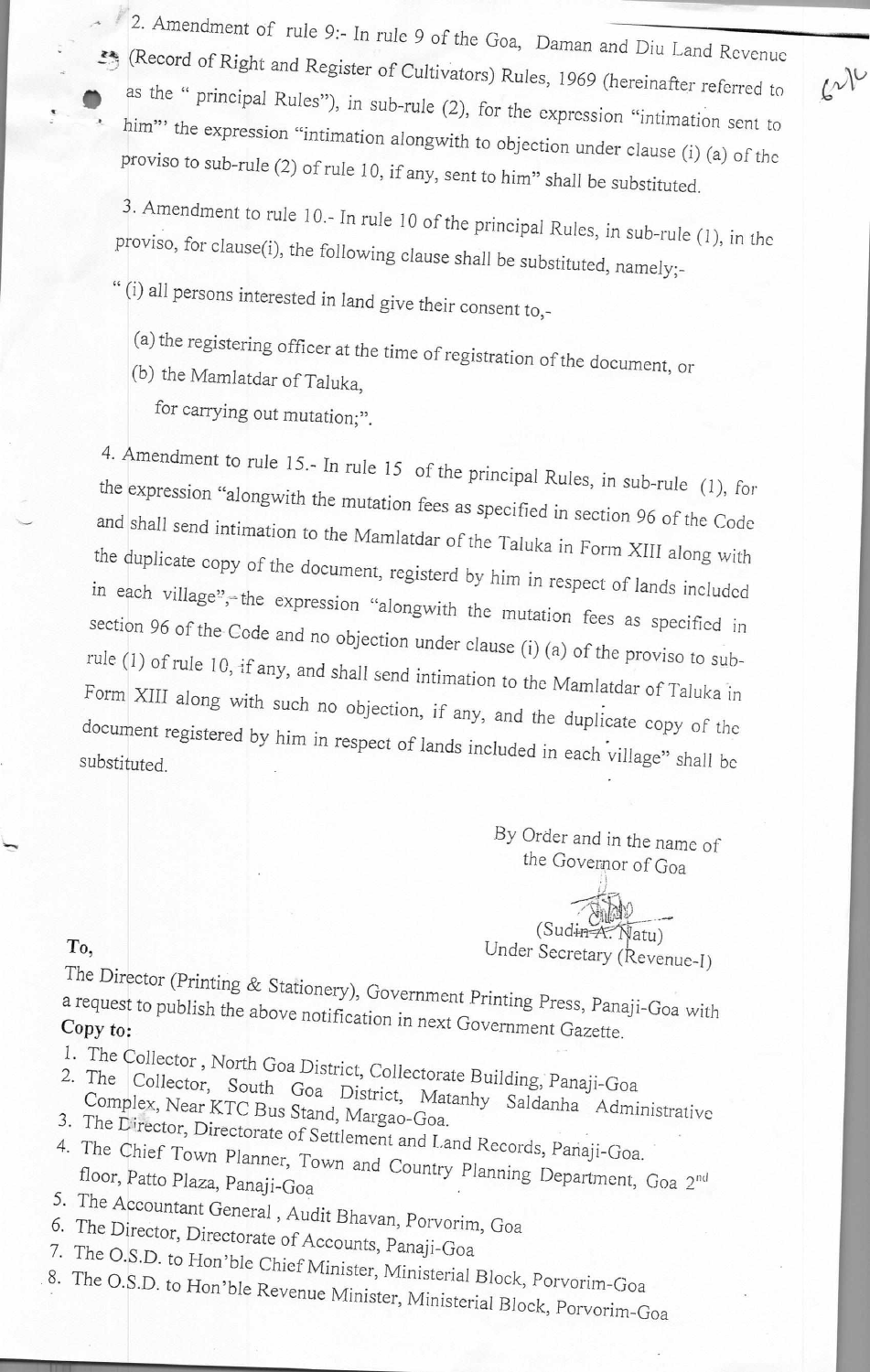2. Amendment of rule 9:- In rule 9 of the Goa, Daman and Diu Land Revenue (Record of Right and Register of Cultivators) Rules, 1969 (hereinafter referred to as the " principal Rules"), in sub-rule (2), for the expression "intimation sent to him"' the expression "intimation alongwith to objection under clause (i) (a) of the proviso to sub-rule (2) of rule 10, if any, sent to him" shall be substituted.

3. Amendment to rule 10.- In rule 10 of the principal Rules, in sub-rule (1), in the proviso, for clause(i), the following clause shall be substituted, namely;-

" (i) all persons interested in land give their consent to,-

(a) the registering officer at the time of registration of the document, or

(b) the Mamlatdar of Taluka,

for carrying out mutation;".

4. Amendment to rule 15.- In rule 15 of the principal Rules, in sub-rule (1), for the expression "alongwith the mutation fees as specified in section 96 of the Code and shall send intimation to the Mamlatdar of the Taluka in Form XIII along with the duplicate copy of the document, registerd by him in respect of lands included in each village", the expression "alongwith the mutation fees as specified in section 96 of the Code and no objection under clause (i) (a) of the proviso to sub-rule (1) of rule 10, if any, and shall send intimation to the Mamlatdar of Taluka in Form XIII along with such no objection, if any, and the duplicate copy of the document registered by him in respect of lands included in each village" shall be substituted.

By Order and in the name of
the Governor of Goa

(Sudin A. Natu)
Under Secretary (Revenue-I)

To,

The Director (Printing & Stationery), Government Printing Press, Panaji-Goa with a request to publish the above notification in next Government Gazette.

**Copy to:**

1. The Collector , North Goa District, Collectorate Building, Panaji-Goa
2. The Collector, South Goa District, Matanhy Saldanha Administrative Complex, Near KTC Bus Stand, Margao-Goa.
3. The Director, Directorate of Settlement and Land Records, Panaji-Goa.
4. The Chief Town Planner, Town and Country Planning Department, Goa 2nd floor, Patto Plaza, Panaji-Goa
5. The Accountant General , Audit Bhavan, Porvorim, Goa
6. The Director, Directorate of Accounts, Panaji-Goa
7. The O.S.D. to Hon'ble Chief Minister, Ministerial Block, Porvorim-Goa
8. The O.S.D. to Hon'ble Revenue Minister, Ministerial Block, Porvorim-Goa